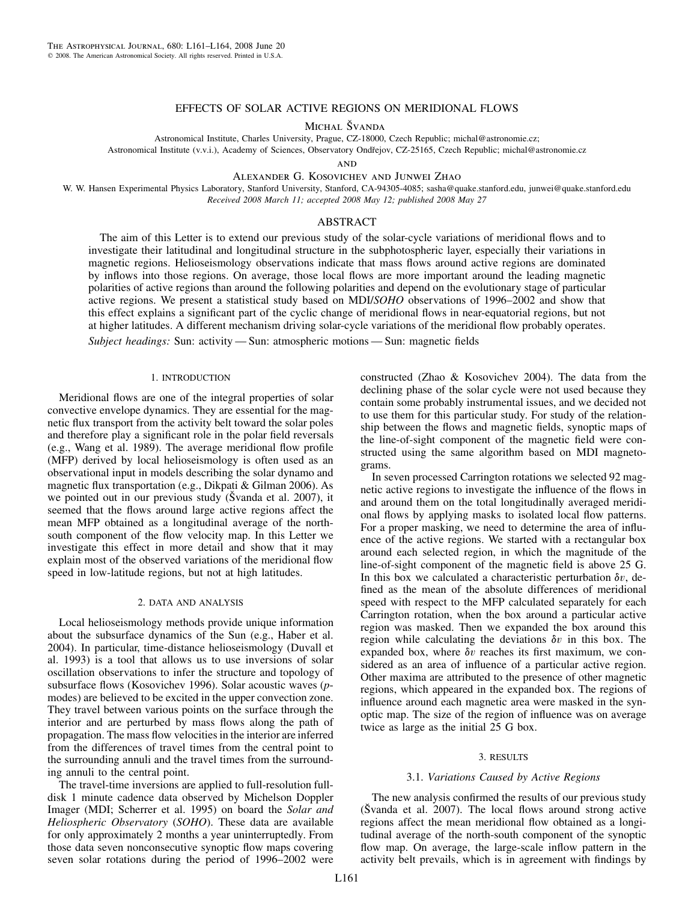# EFFECTS OF SOLAR ACTIVE REGIONS ON MERIDIONAL FLOWS

Michal Švanda

Astronomical Institute, Charles University, Prague, CZ-18000, Czech Republic; michal@astronomie.cz;
Astronomical Institute (v.v.i.), Academy of Sciences, Observatory Ondřejov, CZ-25165, Czech Republic; michal@astronomie.cz

and

Alexander G. Kosovichev and Junwei Zhao

W. W. Hansen Experimental Physics Laboratory, Stanford University, Stanford, CA-94305-4085; sasha@quake.stanford.edu, junwei@quake.stanford.edu

*Received 2008 March 11; accepted 2008 May 12; published 2008 May 27*

## ABSTRACT

The aim of this Letter is to extend our previous study of the solar-cycle variations of meridional flows and to investigate their latitudinal and longitudinal structure in the subphotospheric layer, especially their variations in magnetic regions. Helioseismology observations indicate that mass flows around active regions are dominated by inflows into those regions. On average, those local flows are more important around the leading magnetic polarities of active regions than around the following polarities and depend on the evolutionary stage of particular active regions. We present a statistical study based on MDI/*SOHO* observations of 1996–2002 and show that this effect explains a significant part of the cyclic change of meridional flows in near-equatorial regions, but not at higher latitudes. A different mechanism driving solar-cycle variations of the meridional flow probably operates.

*Subject headings:* Sun: activity — Sun: atmospheric motions — Sun: magnetic fields

## 1. INTRODUCTION

Meridional flows are one of the integral properties of solar convective envelope dynamics. They are essential for the magnetic flux transport from the activity belt toward the solar poles and therefore play a significant role in the polar field reversals (e.g., Wang et al. 1989). The average meridional flow profile (MFP) derived by local helioseismology is often used as an observational input in models describing the solar dynamo and magnetic flux transportation (e.g., Dikpati & Gilman 2006). As we pointed out in our previous study (Švanda et al. 2007), it seemed that the flows around large active regions affect the mean MFP obtained as a longitudinal average of the north-south component of the flow velocity map. In this Letter we investigate this effect in more detail and show that it may explain most of the observed variations of the meridional flow speed in low-latitude regions, but not at high latitudes.

## 2. DATA AND ANALYSIS

Local helioseismology methods provide unique information about the subsurface dynamics of the Sun (e.g., Haber et al. 2004). In particular, time-distance helioseismology (Duvall et al. 1993) is a tool that allows us to use inversions of solar oscillation observations to infer the structure and topology of subsurface flows (Kosovichev 1996). Solar acoustic waves (*p*-modes) are believed to be excited in the upper convection zone. They travel between various points on the surface through the interior and are perturbed by mass flows along the path of propagation. The mass flow velocities in the interior are inferred from the differences of travel times from the central point to the surrounding annuli and the travel times from the surrounding annuli to the central point.

The travel-time inversions are applied to full-resolution full-disk 1 minute cadence data observed by Michelson Doppler Imager (MDI; Scherrer et al. 1995) on board the *Solar and Heliospheric Observatory* (*SOHO*). These data are available for only approximately 2 months a year uninterruptedly. From those data seven nonconsecutive synoptic flow maps covering seven solar rotations during the period of 1996–2002 were constructed (Zhao & Kosovichev 2004). The data from the declining phase of the solar cycle were not used because they contain some probably instrumental issues, and we decided not to use them for this particular study. For study of the relationship between the flows and magnetic fields, synoptic maps of the line-of-sight component of the magnetic field were constructed using the same algorithm based on MDI magnetograms.

In seven processed Carrington rotations we selected 92 magnetic active regions to investigate the influence of the flows in and around them on the total longitudinally averaged meridional flows by applying masks to isolated local flow patterns. For a proper masking, we need to determine the area of influence of the active regions. We started with a rectangular box around each selected region, in which the magnitude of the line-of-sight component of the magnetic field is above 25 G. In this box we calculated a characteristic perturbation $\delta v$, defined as the mean of the absolute differences of meridional speed with respect to the MFP calculated separately for each Carrington rotation, when the box around a particular active region was masked. Then we expanded the box around this region while calculating the deviations $\delta v$ in this box. The expanded box, where $\delta v$ reaches its first maximum, we considered as an area of influence of a particular active region. Other maxima are attributed to the presence of other magnetic regions, which appeared in the expanded box. The regions of influence around each magnetic area were masked in the synoptic map. The size of the region of influence was on average twice as large as the initial 25 G box.

## 3. RESULTS

### 3.1. *Variations Caused by Active Regions*

The new analysis confirmed the results of our previous study (Švanda et al. 2007). The local flows around strong active regions affect the mean meridional flow obtained as a longitudinal average of the north-south component of the synoptic flow map. On average, the large-scale inflow pattern in the activity belt prevails, which is in agreement with findings by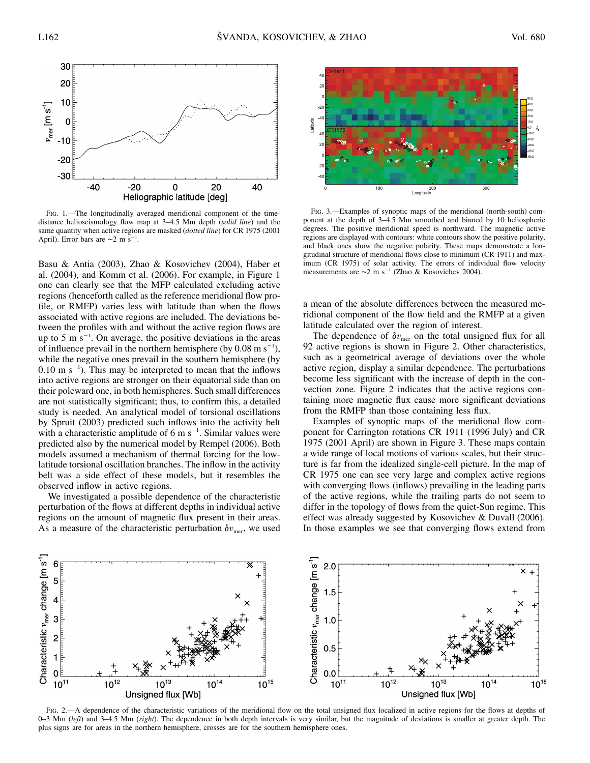Fig. 1.—The longitudinally averaged meridional component of the time-distance helioseismology flow map at 3–4.5 Mm depth (*solid line*) and the same quantity when active regions are masked (*dotted line*) for CR 1975 (2001 April). Error bars are $\sim$2 m s$^{-1}$.

Fig. 3.—Examples of synoptic maps of the meridional (north-south) component at the depth of 3–4.5 Mm smoothed and binned by 10 heliospheric degrees. The positive meridional speed is northward. The magnetic active regions are displayed with contours: white contours show the positive polarity, and black ones show the negative polarity. These maps demonstrate a longitudinal structure of meridional flows close to minimum (CR 1911) and maximum (CR 1975) of solar activity. The errors of individual flow velocity measurements are $\sim$2 m s$^{-1}$ (Zhao & Kosovichev 2004).

Basu & Antia (2003), Zhao & Kosovichev (2004), Haber et al. (2004), and Komm et al. (2006). For example, in Figure 1 one can clearly see that the MFP calculated excluding active regions (henceforth called as the reference meridional flow profile, or RMFP) varies less with latitude than when the flows associated with active regions are included. The deviations between the profiles with and without the active region flows are up to 5 m s$^{-1}$. On average, the positive deviations in the areas of influence prevail in the northern hemisphere (by 0.08 m s$^{-1}$), while the negative ones prevail in the southern hemisphere (by 0.10 m s$^{-1}$). This may be interpreted to mean that the inflows into active regions are stronger on their equatorial side than on their poleward one, in both hemispheres. Such small differences are not statistically significant; thus, to confirm this, a detailed study is needed. An analytical model of torsional oscillations by Spruit (2003) predicted such inflows into the activity belt with a characteristic amplitude of 6 m s$^{-1}$. Similar values were predicted also by the numerical model by Rempel (2006). Both models assumed a mechanism of thermal forcing for the low-latitude torsional oscillation branches. The inflow in the activity belt was a side effect of these models, but it resembles the observed inflow in active regions.

We investigated a possible dependence of the characteristic perturbation of the flows at different depths in individual active regions on the amount of magnetic flux present in their areas. As a measure of the characteristic perturbation $\delta v_{\rm mer}$, we used a mean of the absolute differences between the measured meridional component of the flow field and the RMFP at a given latitude calculated over the region of interest.

The dependence of $\delta v_{\rm mer}$ on the total unsigned flux for all 92 active regions is shown in Figure 2. Other characteristics, such as a geometrical average of deviations over the whole active region, display a similar dependence. The perturbations become less significant with the increase of depth in the convection zone. Figure 2 indicates that the active regions containing more magnetic flux cause more significant deviations from the RMFP than those containing less flux.

Examples of synoptic maps of the meridional flow component for Carrington rotations CR 1911 (1996 July) and CR 1975 (2001 April) are shown in Figure 3. These maps contain a wide range of local motions of various scales, but their structure is far from the idealized single-cell picture. In the map of CR 1975 one can see very large and complex active regions with converging flows (inflows) prevailing in the leading parts of the active regions, while the trailing parts do not seem to differ in the topology of flows from the quiet-Sun regime. This effect was already suggested by Kosovichev & Duvall (2006). In those examples we see that converging flows extend from

Fig. 2.—A dependence of the characteristic variations of the meridional flow on the total unsigned flux localized in active regions for the flows at depths of 0–3 Mm (*left*) and 3–4.5 Mm (*right*). The dependence in both depth intervals is very similar, but the magnitude of deviations is smaller at greater depth. The plus signs are for areas in the northern hemisphere, crosses are for the southern hemisphere ones.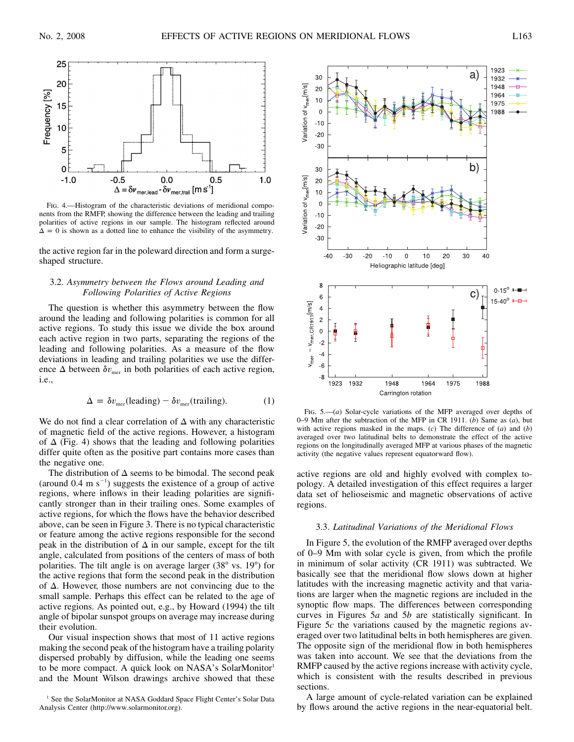**Fig. 4.**—Histogram of the characteristic deviations of meridional components from the RMFP, showing the difference between the leading and trailing polarities of active regions in our sample. The histogram reflected around $\Delta = 0$ is shown as a dotted line to enhance the visibility of the asymmetry.

the active region far in the poleward direction and form a surge-shaped structure.

### 3.2. *Asymmetry between the Flows around Leading and Following Polarities of Active Regions*

The question is whether this asymmetry between the flow around the leading and following polarities is common for all active regions. To study this issue we divide the box around each active region in two parts, separating the regions of the leading and following polarities. As a measure of the flow deviations in leading and trailing polarities we use the difference $\Delta$ between $\delta v_{\rm mer}$ in both polarities of each active region, i.e.,

$$\Delta = \delta v_{\rm mer}(\text{leading}) - \delta v_{\rm mer}(\text{trailing}). \quad (1)$$

We do not find a clear correlation of $\Delta$ with any characteristic of magnetic field of the active regions. However, a histogram of $\Delta$ (Fig. 4) shows that the leading and following polarities differ quite often as the positive part contains more cases than the negative one.

The distribution of $\Delta$ seems to be bimodal. The second peak (around 0.4 m s$^{-1}$) suggests the existence of a group of active regions, where inflows in their leading polarities are significantly stronger than in their trailing ones. Some examples of active regions, for which the flows have the behavior described above, can be seen in Figure 3. There is no typical characteristic or feature among the active regions responsible for the second peak in the distribution of $\Delta$ in our sample, except for the tilt angle, calculated from positions of the centers of mass of both polarities. The tilt angle is on average larger (38° vs. 19°) for the active regions that form the second peak in the distribution of $\Delta$. However, those numbers are not convincing due to the small sample. Perhaps this effect can be related to the age of active regions. As pointed out, e.g., by Howard (1994) the tilt angle of bipolar sunspot groups on average may increase during their evolution.

Our visual inspection shows that most of 11 active regions making the second peak of the histogram have a trailing polarity dispersed probably by diffusion, while the leading one seems to be more compact. A quick look on NASA's SolarMonitor[1] and the Mount Wilson drawings archive showed that these active regions are old and highly evolved with complex topology. A detailed investigation of this effect requires a larger data set of helioseismic and magnetic observations of active regions.

[1] See the SolarMonitor at NASA Goddard Space Flight Center's Solar Data Analysis Center (http://www.solarmonitor.org).

**Fig. 5.**—(*a*) Solar-cycle variations of the MFP averaged over depths of 0–9 Mm after the subtraction of the MFP in CR 1911. (*b*) Same as (*a*), but with active regions masked in the maps. (*c*) The difference of (*a*) and (*b*) averaged over two latitudinal belts to demonstrate the effect of the active regions on the longitudinally averaged MFP at various phases of the magnetic activity (the negative values represent equatorward flow).

### 3.3. *Latitudinal Variations of the Meridional Flows*

In Figure 5, the evolution of the RMFP averaged over depths of 0–9 Mm with solar cycle is given, from which the profile in minimum of solar activity (CR 1911) was subtracted. We basically see that the meridional flow slows down at higher latitudes with the increasing magnetic activity and that variations are larger when the magnetic regions are included in the synoptic flow maps. The differences between corresponding curves in Figures 5*a* and 5*b* are statistically significant. In Figure 5*c* the variations caused by the magnetic regions averaged over two latitudinal belts in both hemispheres are given. The opposite sign of the meridional flow in both hemispheres was taken into account. We see that the deviations from the RMFP caused by the active regions increase with activity cycle, which is consistent with the results described in previous sections.

A large amount of cycle-related variation can be explained by flows around the active regions in the near-equatorial belt.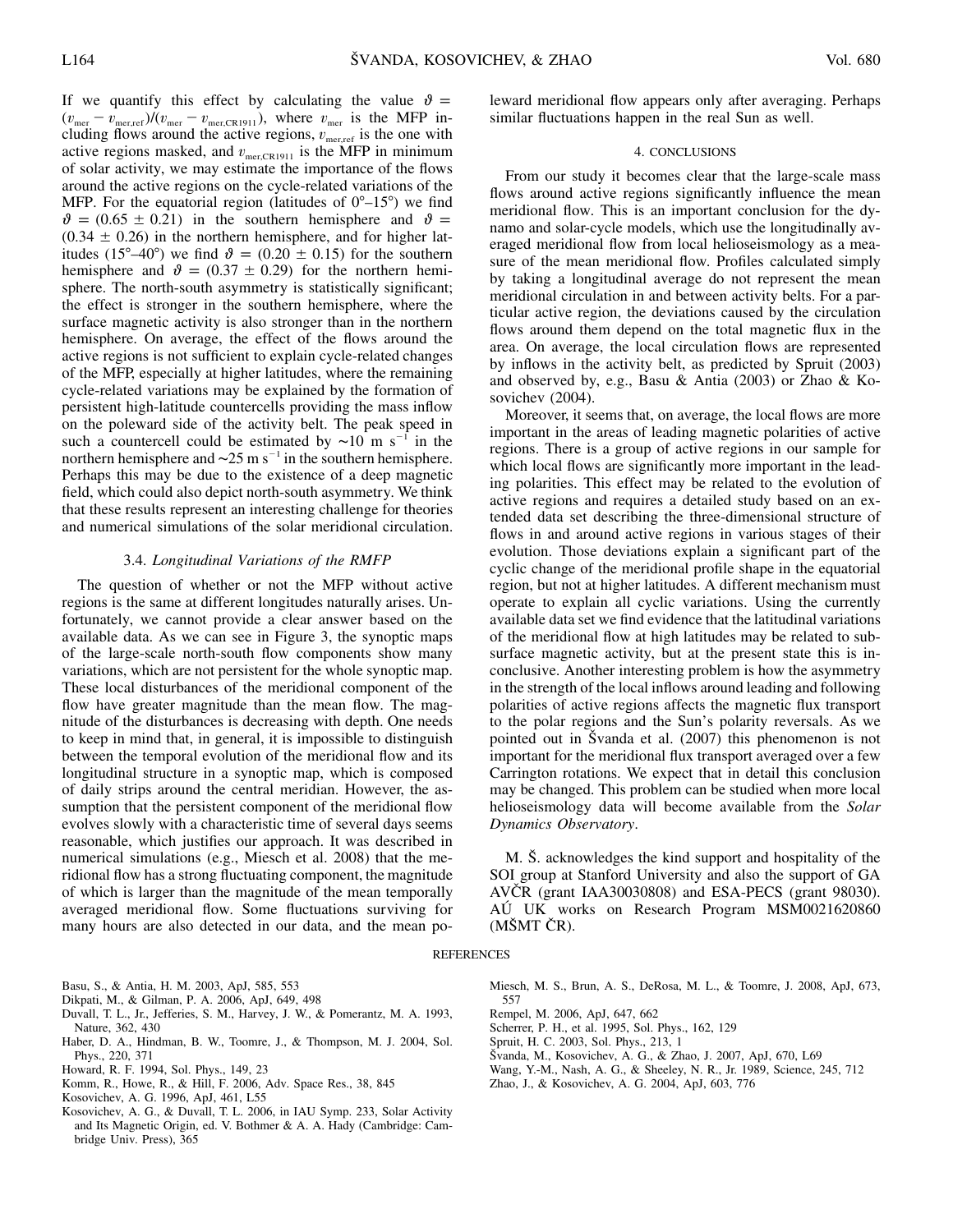If we quantify this effect by calculating the value $\vartheta = (v_{\rm mer} - v_{\rm mer,ref})/(v_{\rm mer} - v_{\rm mer,CR1911})$, where $v_{\rm mer}$ is the MFP including flows around the active regions, $v_{\rm mer,ref}$ is the one with active regions masked, and $v_{\rm mer,CR1911}$ is the MFP in minimum of solar activity, we may estimate the importance of the flows around the active regions on the cycle-related variations of the MFP. For the equatorial region (latitudes of 0°–15°) we find $\vartheta = (0.65 \pm 0.21)$ in the southern hemisphere and $\vartheta = (0.34 \pm 0.26)$ in the northern hemisphere, and for higher latitudes (15°–40°) we find $\vartheta = (0.20 \pm 0.15)$ for the southern hemisphere and $\vartheta = (0.37 \pm 0.29)$ for the northern hemisphere. The north-south asymmetry is statistically significant; the effect is stronger in the southern hemisphere, where the surface magnetic activity is also stronger than in the northern hemisphere. On average, the effect of the flows around the active regions is not sufficient to explain cycle-related changes of the MFP, especially at higher latitudes, where the remaining cycle-related variations may be explained by the formation of persistent high-latitude countercells providing the mass inflow on the poleward side of the activity belt. The peak speed in such a countercell could be estimated by $\sim$10 m s$^{-1}$ in the northern hemisphere and $\sim$25 m s$^{-1}$ in the southern hemisphere. Perhaps this may be due to the existence of a deep magnetic field, which could also depict north-south asymmetry. We think that these results represent an interesting challenge for theories and numerical simulations of the solar meridional circulation.

### 3.4. *Longitudinal Variations of the RMFP*

The question of whether or not the MFP without active regions is the same at different longitudes naturally arises. Unfortunately, we cannot provide a clear answer based on the available data. As we can see in Figure 3, the synoptic maps of the large-scale north-south flow components show many variations, which are not persistent for the whole synoptic map. These local disturbances of the meridional component of the flow have greater magnitude than the mean flow. The magnitude of the disturbances is decreasing with depth. One needs to keep in mind that, in general, it is impossible to distinguish between the temporal evolution of the meridional flow and its longitudinal structure in a synoptic map, which is composed of daily strips around the central meridian. However, the assumption that the persistent component of the meridional flow evolves slowly with a characteristic time of several days seems reasonable, which justifies our approach. It was described in numerical simulations (e.g., Miesch et al. 2008) that the meridional flow has a strong fluctuating component, the magnitude of which is larger than the magnitude of the mean temporally averaged meridional flow. Some fluctuations surviving for many hours are also detected in our data, and the mean poleward meridional flow appears only after averaging. Perhaps similar fluctuations happen in the real Sun as well.

## 4. CONCLUSIONS

From our study it becomes clear that the large-scale mass flows around active regions significantly influence the mean meridional flow. This is an important conclusion for the dynamo and solar-cycle models, which use the longitudinally averaged meridional flow from local helioseismology as a measure of the mean meridional flow. Profiles calculated simply by taking a longitudinal average do not represent the mean meridional circulation in and between activity belts. For a particular active region, the deviations caused by the circulation flows around them depend on the total magnetic flux in the area. On average, the local circulation flows are represented by inflows in the activity belt, as predicted by Spruit (2003) and observed by, e.g., Basu & Antia (2003) or Zhao & Kosovichev (2004).

Moreover, it seems that, on average, the local flows are more important in the areas of leading magnetic polarities of active regions. There is a group of active regions in our sample for which local flows are significantly more important in the leading polarities. This effect may be related to the evolution of active regions and requires a detailed study based on an extended data set describing the three-dimensional structure of flows in and around active regions in various stages of their evolution. Those deviations explain a significant part of the cyclic change of the meridional profile shape in the equatorial region, but not at higher latitudes. A different mechanism must operate to explain all cyclic variations. Using the currently available data set we find evidence that the latitudinal variations of the meridional flow at high latitudes may be related to subsurface magnetic activity, but at the present state this is inconclusive. Another interesting problem is how the asymmetry in the strength of the local inflows around leading and following polarities of active regions affects the magnetic flux transport to the polar regions and the Sun's polarity reversals. As we pointed out in Švanda et al. (2007) this phenomenon is not important for the meridional flux transport averaged over a few Carrington rotations. We expect that in detail this conclusion may be changed. This problem can be studied when more local helioseismology data will become available from the *Solar Dynamics Observatory*.

M. Š. acknowledges the kind support and hospitality of the SOI group at Stanford University and also the support of GA AVČR (grant IAA30030808) and ESA-PECS (grant 98030). AÚ UK works on Research Program MSM0021620860 (MŠMT ČR).

## REFERENCES

Basu, S., & Antia, H. M. 2003, ApJ, 585, 553
Dikpati, M., & Gilman, P. A. 2006, ApJ, 649, 498
Duvall, T. L., Jr., Jefferies, S. M., Harvey, J. W., & Pomerantz, M. A. 1993, Nature, 362, 430
Haber, D. A., Hindman, B. W., Toomre, J., & Thompson, M. J. 2004, Sol. Phys., 220, 371
Howard, R. F. 1994, Sol. Phys., 149, 23
Komm, R., Howe, R., & Hill, F. 2006, Adv. Space Res., 38, 845
Kosovichev, A. G. 1996, ApJ, 461, L55
Kosovichev, A. G., & Duvall, T. L. 2006, in IAU Symp. 233, Solar Activity and Its Magnetic Origin, ed. V. Bothmer & A. A. Hady (Cambridge: Cambridge Univ. Press), 365
Miesch, M. S., Brun, A. S., DeRosa, M. L., & Toomre, J. 2008, ApJ, 673, 557
Rempel, M. 2006, ApJ, 647, 662
Scherrer, P. H., et al. 1995, Sol. Phys., 162, 129
Spruit, H. C. 2003, Sol. Phys., 213, 1
Švanda, M., Kosovichev, A. G., & Zhao, J. 2007, ApJ, 670, L69
Wang, Y.-M., Nash, A. G., & Sheeley, N. R., Jr. 1989, Science, 245, 712
Zhao, J., & Kosovichev, A. G. 2004, ApJ, 603, 776